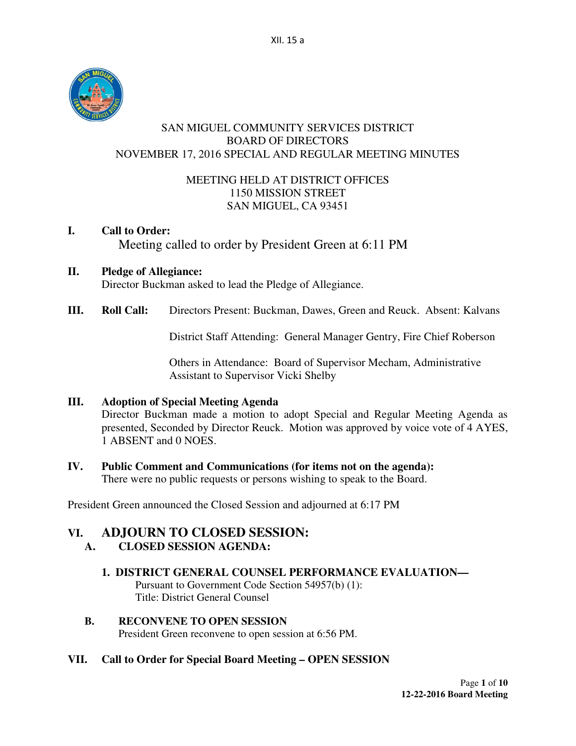XII. 15 a

# SAN MIGUEL COMMUNITY SERVICES DISTRICT
## BOARD OF DIRECTORS
## NOVEMBER 17, 2016 SPECIAL AND REGULAR MEETING MINUTES

MEETING HELD AT DISTRICT OFFICES
1150 MISSION STREET
SAN MIGUEL, CA 93451

**I. Call to Order:**
Meeting called to order by President Green at 6:11 PM

**II. Pledge of Allegiance:**
Director Buckman asked to lead the Pledge of Allegiance.

**III. Roll Call:** Directors Present: Buckman, Dawes, Green and Reuck. Absent: Kalvans

District Staff Attending: General Manager Gentry, Fire Chief Roberson

Others in Attendance: Board of Supervisor Mecham, Administrative Assistant to Supervisor Vicki Shelby

**III. Adoption of Special Meeting Agenda**
Director Buckman made a motion to adopt Special and Regular Meeting Agenda as presented, Seconded by Director Reuck. Motion was approved by voice vote of 4 AYES, 1 ABSENT and 0 NOES.

**IV. Public Comment and Communications (for items not on the agenda):**
There were no public requests or persons wishing to speak to the Board.

President Green announced the Closed Session and adjourned at 6:17 PM

## VI. ADJOURN TO CLOSED SESSION:

**A. CLOSED SESSION AGENDA:**

**1. DISTRICT GENERAL COUNSEL PERFORMANCE EVALUATION—**
Pursuant to Government Code Section 54957(b) (1):
Title: District General Counsel

**B. RECONVENE TO OPEN SESSION**
President Green reconvene to open session at 6:56 PM.

**VII. Call to Order for Special Board Meeting – OPEN SESSION**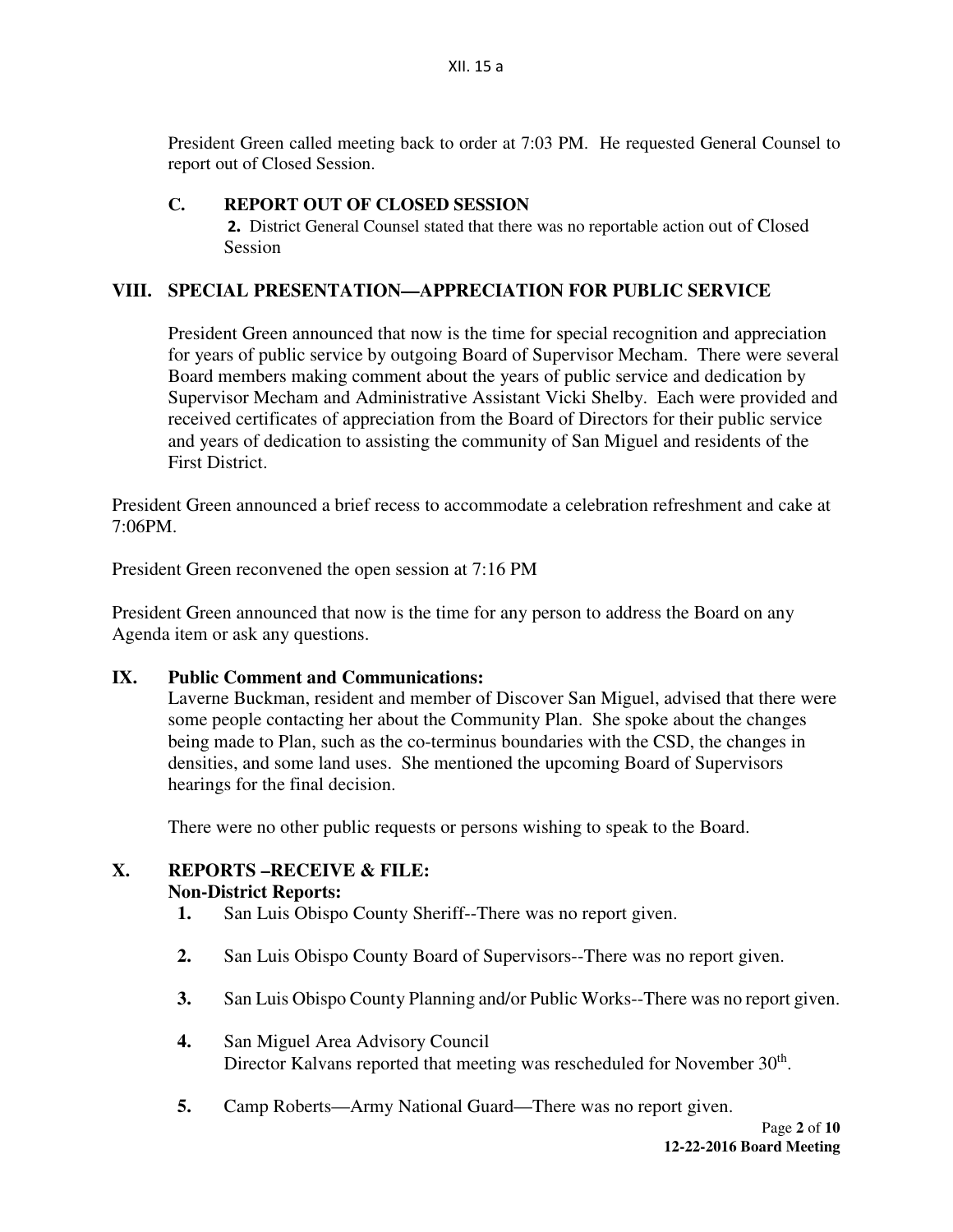President Green called meeting back to order at 7:03 PM. He requested General Counsel to report out of Closed Session.

### C. REPORT OUT OF CLOSED SESSION

**2.** District General Counsel stated that there was no reportable action out of Closed Session

## VIII. SPECIAL PRESENTATION—APPRECIATION FOR PUBLIC SERVICE

President Green announced that now is the time for special recognition and appreciation for years of public service by outgoing Board of Supervisor Mecham. There were several Board members making comment about the years of public service and dedication by Supervisor Mecham and Administrative Assistant Vicki Shelby. Each were provided and received certificates of appreciation from the Board of Directors for their public service and years of dedication to assisting the community of San Miguel and residents of the First District.

President Green announced a brief recess to accommodate a celebration refreshment and cake at 7:06PM.

President Green reconvened the open session at 7:16 PM

President Green announced that now is the time for any person to address the Board on any Agenda item or ask any questions.

## IX. Public Comment and Communications:

Laverne Buckman, resident and member of Discover San Miguel, advised that there were some people contacting her about the Community Plan. She spoke about the changes being made to Plan, such as the co-terminus boundaries with the CSD, the changes in densities, and some land uses. She mentioned the upcoming Board of Supervisors hearings for the final decision.

There were no other public requests or persons wishing to speak to the Board.

## X. REPORTS –RECEIVE & FILE:

**Non-District Reports:**

1. San Luis Obispo County Sheriff--There was no report given.
2. San Luis Obispo County Board of Supervisors--There was no report given.
3. San Luis Obispo County Planning and/or Public Works--There was no report given.
4. San Miguel Area Advisory Council
   Director Kalvans reported that meeting was rescheduled for November 30th.
5. Camp Roberts—Army National Guard—There was no report given.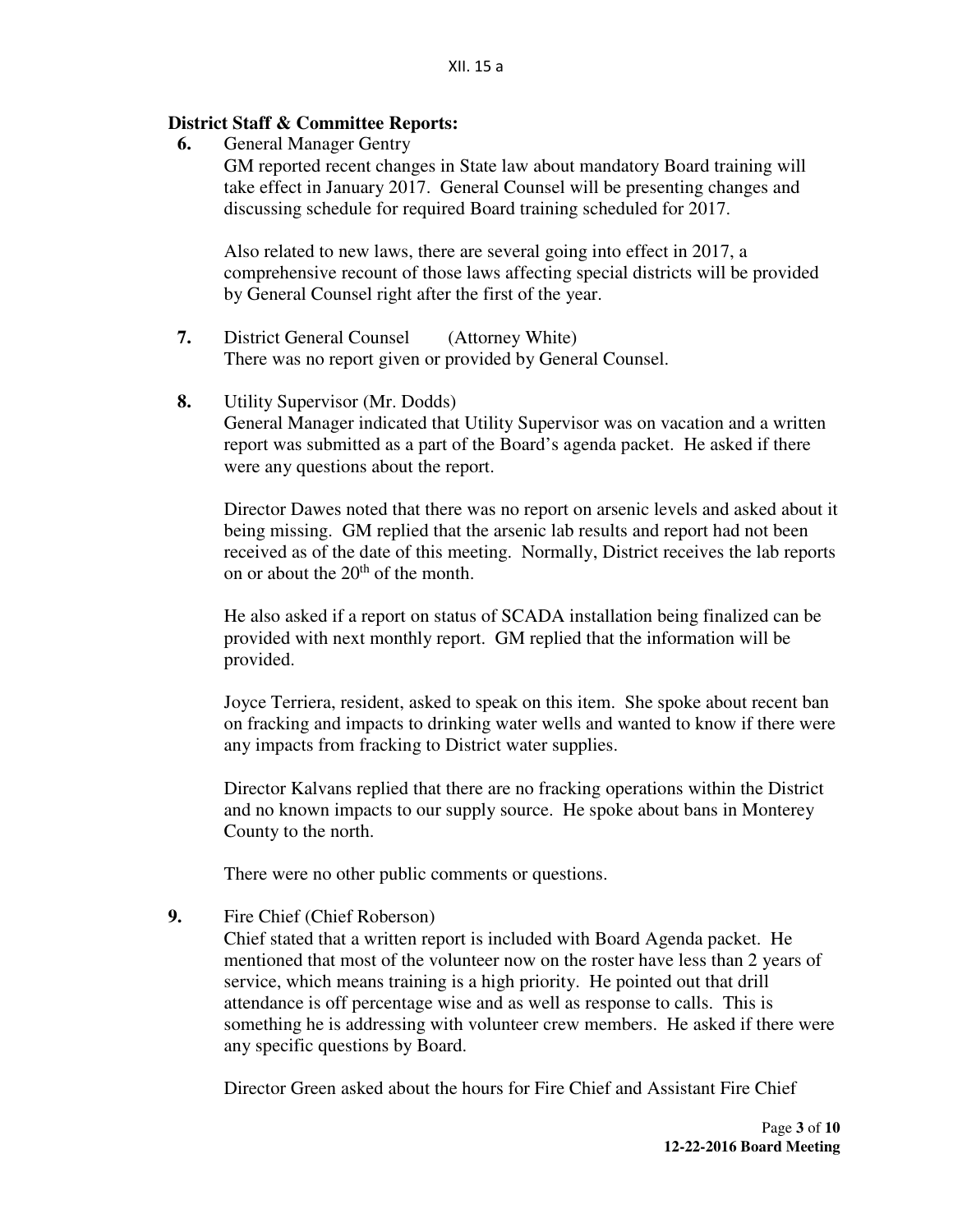XII. 15 a

**District Staff & Committee Reports:**

**6.** General Manager Gentry

GM reported recent changes in State law about mandatory Board training will take effect in January 2017. General Counsel will be presenting changes and discussing schedule for required Board training scheduled for 2017.

Also related to new laws, there are several going into effect in 2017, a comprehensive recount of those laws affecting special districts will be provided by General Counsel right after the first of the year.

**7.** District General Counsel (Attorney White)

There was no report given or provided by General Counsel.

**8.** Utility Supervisor (Mr. Dodds)

General Manager indicated that Utility Supervisor was on vacation and a written report was submitted as a part of the Board's agenda packet. He asked if there were any questions about the report.

Director Dawes noted that there was no report on arsenic levels and asked about it being missing. GM replied that the arsenic lab results and report had not been received as of the date of this meeting. Normally, District receives the lab reports on or about the 20th of the month.

He also asked if a report on status of SCADA installation being finalized can be provided with next monthly report. GM replied that the information will be provided.

Joyce Terriera, resident, asked to speak on this item. She spoke about recent ban on fracking and impacts to drinking water wells and wanted to know if there were any impacts from fracking to District water supplies.

Director Kalvans replied that there are no fracking operations within the District and no known impacts to our supply source. He spoke about bans in Monterey County to the north.

There were no other public comments or questions.

**9.** Fire Chief (Chief Roberson)

Chief stated that a written report is included with Board Agenda packet. He mentioned that most of the volunteer now on the roster have less than 2 years of service, which means training is a high priority. He pointed out that drill attendance is off percentage wise and as well as response to calls. This is something he is addressing with volunteer crew members. He asked if there were any specific questions by Board.

Director Green asked about the hours for Fire Chief and Assistant Fire Chief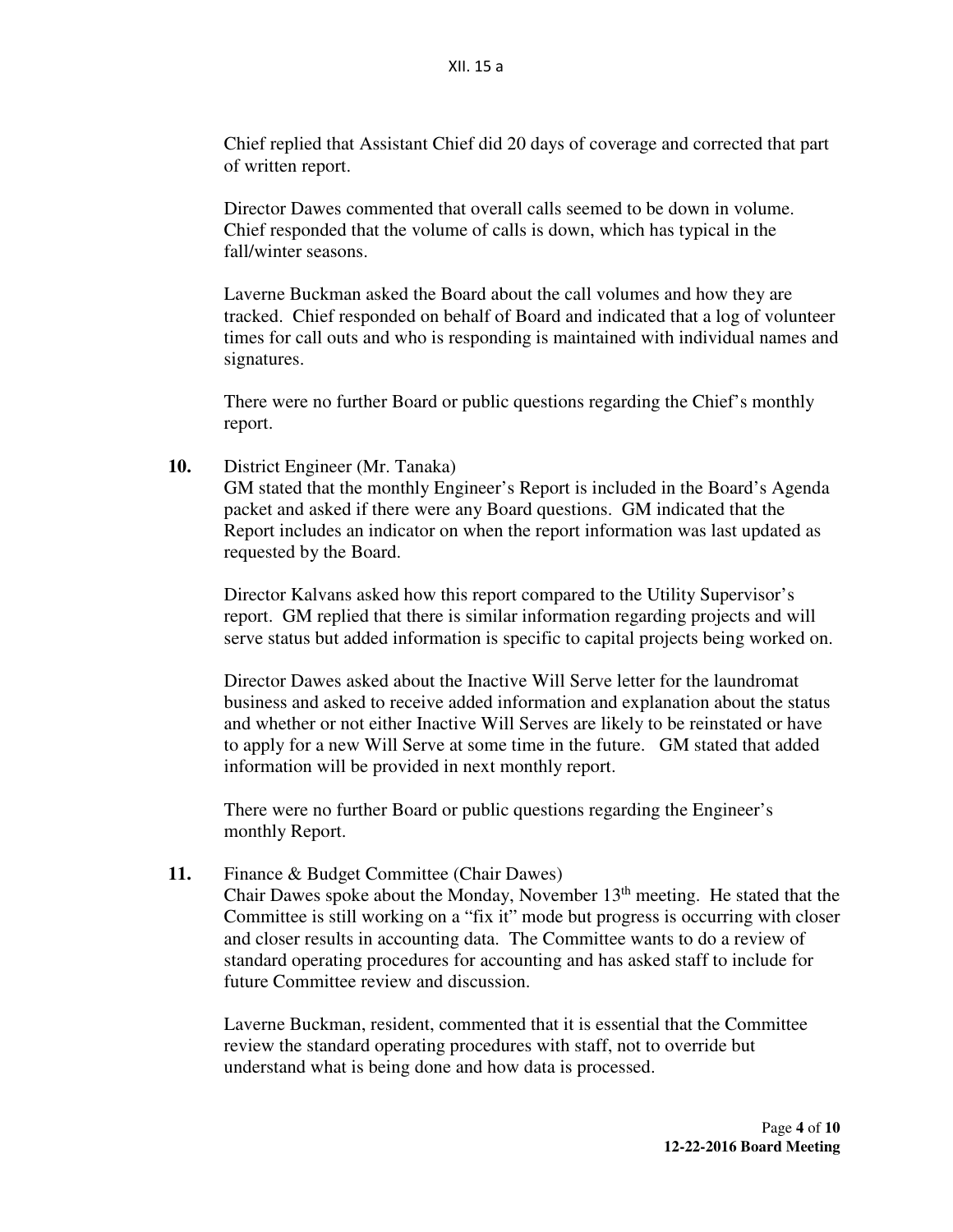Chief replied that Assistant Chief did 20 days of coverage and corrected that part of written report.

Director Dawes commented that overall calls seemed to be down in volume. Chief responded that the volume of calls is down, which has typical in the fall/winter seasons.

Laverne Buckman asked the Board about the call volumes and how they are tracked. Chief responded on behalf of Board and indicated that a log of volunteer times for call outs and who is responding is maintained with individual names and signatures.

There were no further Board or public questions regarding the Chief's monthly report.

**10.** District Engineer (Mr. Tanaka)
GM stated that the monthly Engineer's Report is included in the Board's Agenda packet and asked if there were any Board questions. GM indicated that the Report includes an indicator on when the report information was last updated as requested by the Board.

Director Kalvans asked how this report compared to the Utility Supervisor's report. GM replied that there is similar information regarding projects and will serve status but added information is specific to capital projects being worked on.

Director Dawes asked about the Inactive Will Serve letter for the laundromat business and asked to receive added information and explanation about the status and whether or not either Inactive Will Serves are likely to be reinstated or have to apply for a new Will Serve at some time in the future. GM stated that added information will be provided in next monthly report.

There were no further Board or public questions regarding the Engineer's monthly Report.

**11.** Finance & Budget Committee (Chair Dawes)
Chair Dawes spoke about the Monday, November 13th meeting. He stated that the Committee is still working on a "fix it" mode but progress is occurring with closer and closer results in accounting data. The Committee wants to do a review of standard operating procedures for accounting and has asked staff to include for future Committee review and discussion.

Laverne Buckman, resident, commented that it is essential that the Committee review the standard operating procedures with staff, not to override but understand what is being done and how data is processed.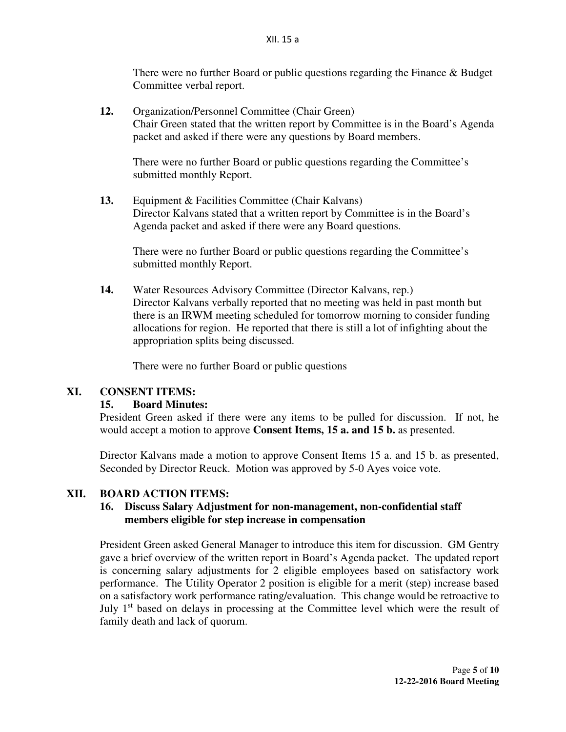There were no further Board or public questions regarding the Finance & Budget Committee verbal report.

**12.** Organization/Personnel Committee (Chair Green)
Chair Green stated that the written report by Committee is in the Board's Agenda packet and asked if there were any questions by Board members.

There were no further Board or public questions regarding the Committee's submitted monthly Report.

**13.** Equipment & Facilities Committee (Chair Kalvans)
Director Kalvans stated that a written report by Committee is in the Board's Agenda packet and asked if there were any Board questions.

There were no further Board or public questions regarding the Committee's submitted monthly Report.

**14.** Water Resources Advisory Committee (Director Kalvans, rep.)
Director Kalvans verbally reported that no meeting was held in past month but there is an IRWM meeting scheduled for tomorrow morning to consider funding allocations for region. He reported that there is still a lot of infighting about the appropriation splits being discussed.

There were no further Board or public questions

## XI. CONSENT ITEMS:

### 15. Board Minutes:

President Green asked if there were any items to be pulled for discussion. If not, he would accept a motion to approve **Consent Items, 15 a. and 15 b.** as presented.

Director Kalvans made a motion to approve Consent Items 15 a. and 15 b. as presented, Seconded by Director Reuck. Motion was approved by 5-0 Ayes voice vote.

## XII. BOARD ACTION ITEMS:

### 16. Discuss Salary Adjustment for non-management, non-confidential staff members eligible for step increase in compensation

President Green asked General Manager to introduce this item for discussion. GM Gentry gave a brief overview of the written report in Board's Agenda packet. The updated report is concerning salary adjustments for 2 eligible employees based on satisfactory work performance. The Utility Operator 2 position is eligible for a merit (step) increase based on a satisfactory work performance rating/evaluation. This change would be retroactive to July 1st based on delays in processing at the Committee level which were the result of family death and lack of quorum.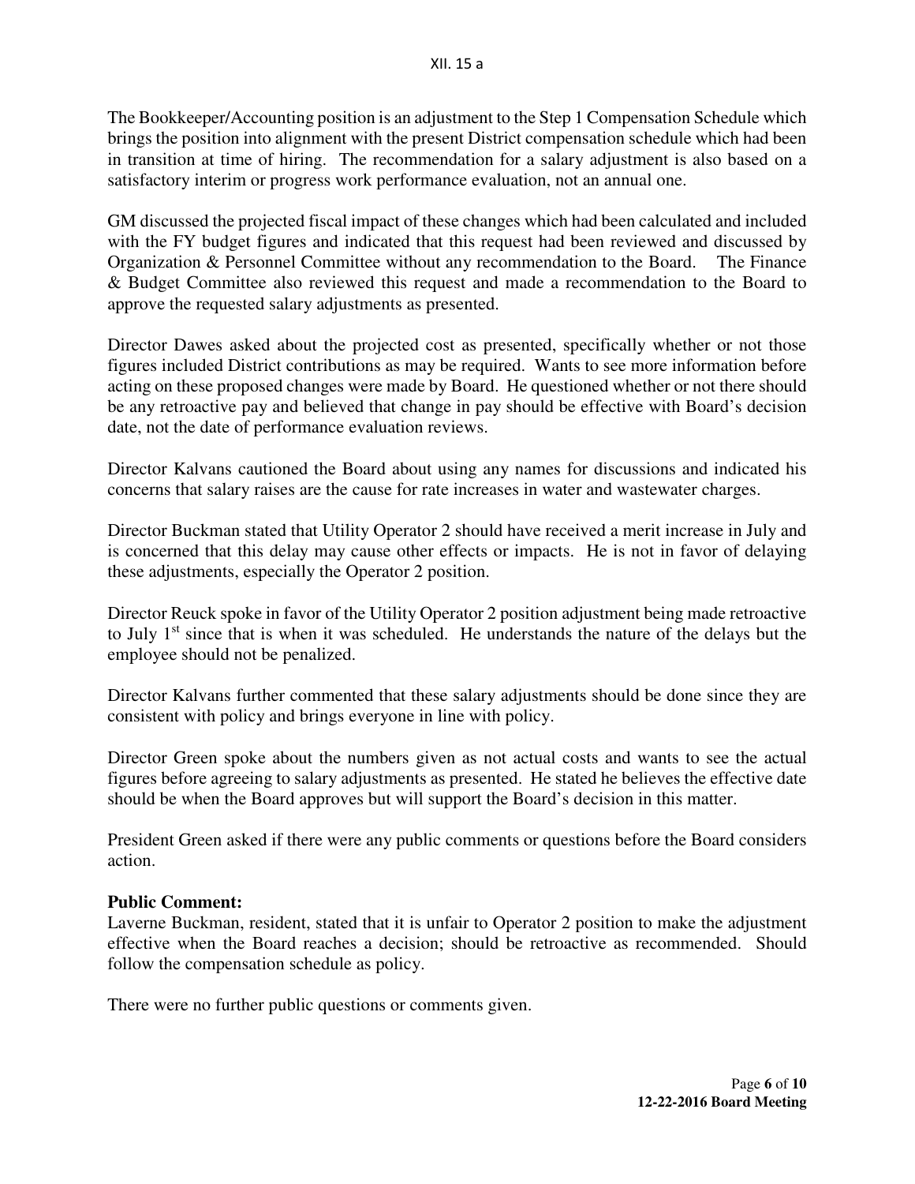The Bookkeeper/Accounting position is an adjustment to the Step 1 Compensation Schedule which brings the position into alignment with the present District compensation schedule which had been in transition at time of hiring. The recommendation for a salary adjustment is also based on a satisfactory interim or progress work performance evaluation, not an annual one.

GM discussed the projected fiscal impact of these changes which had been calculated and included with the FY budget figures and indicated that this request had been reviewed and discussed by Organization & Personnel Committee without any recommendation to the Board. The Finance & Budget Committee also reviewed this request and made a recommendation to the Board to approve the requested salary adjustments as presented.

Director Dawes asked about the projected cost as presented, specifically whether or not those figures included District contributions as may be required. Wants to see more information before acting on these proposed changes were made by Board. He questioned whether or not there should be any retroactive pay and believed that change in pay should be effective with Board's decision date, not the date of performance evaluation reviews.

Director Kalvans cautioned the Board about using any names for discussions and indicated his concerns that salary raises are the cause for rate increases in water and wastewater charges.

Director Buckman stated that Utility Operator 2 should have received a merit increase in July and is concerned that this delay may cause other effects or impacts. He is not in favor of delaying these adjustments, especially the Operator 2 position.

Director Reuck spoke in favor of the Utility Operator 2 position adjustment being made retroactive to July 1st since that is when it was scheduled. He understands the nature of the delays but the employee should not be penalized.

Director Kalvans further commented that these salary adjustments should be done since they are consistent with policy and brings everyone in line with policy.

Director Green spoke about the numbers given as not actual costs and wants to see the actual figures before agreeing to salary adjustments as presented. He stated he believes the effective date should be when the Board approves but will support the Board's decision in this matter.

President Green asked if there were any public comments or questions before the Board considers action.

**Public Comment:**
Laverne Buckman, resident, stated that it is unfair to Operator 2 position to make the adjustment effective when the Board reaches a decision; should be retroactive as recommended. Should follow the compensation schedule as policy.

There were no further public questions or comments given.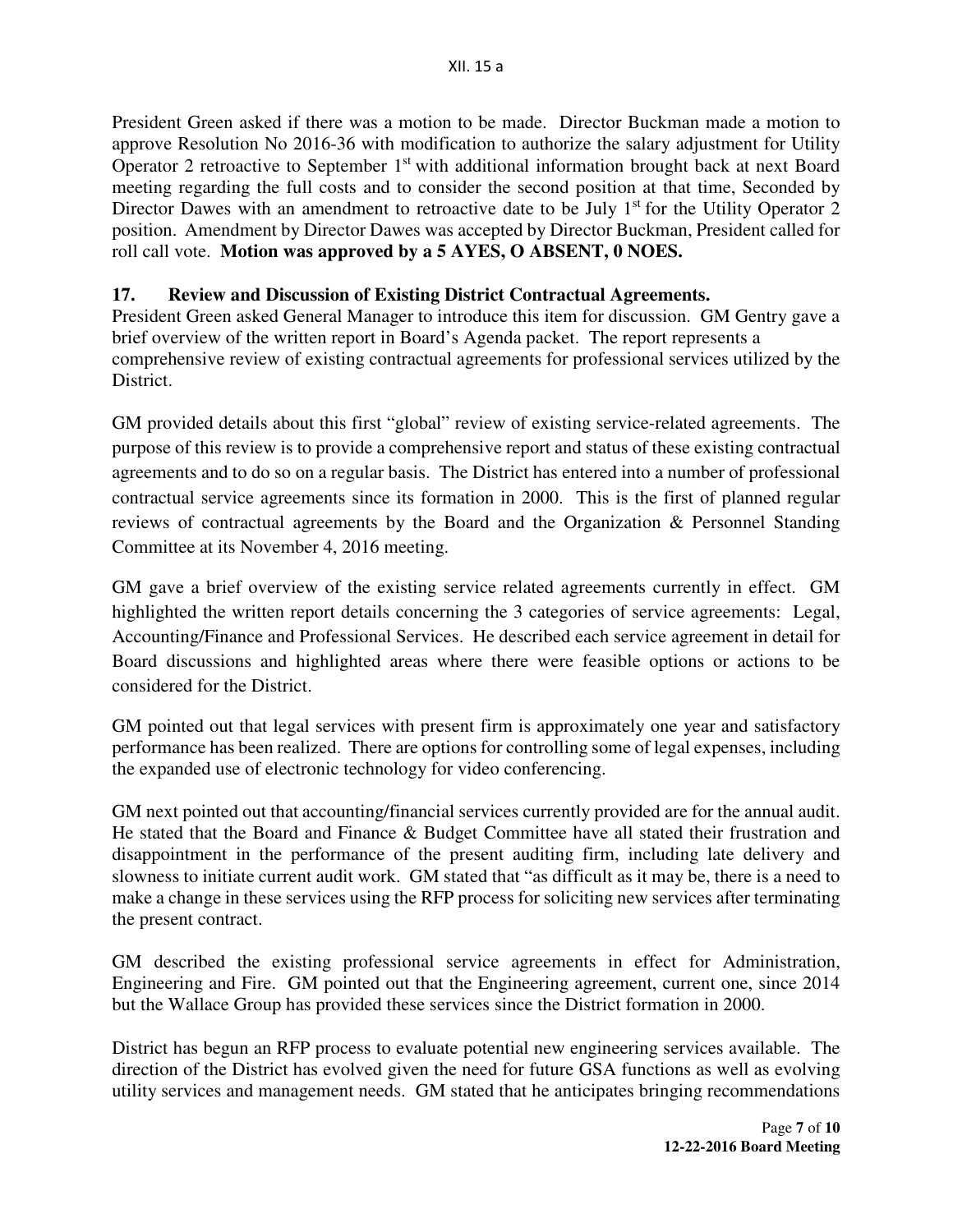President Green asked if there was a motion to be made. Director Buckman made a motion to approve Resolution No 2016-36 with modification to authorize the salary adjustment for Utility Operator 2 retroactive to September 1st with additional information brought back at next Board meeting regarding the full costs and to consider the second position at that time, Seconded by Director Dawes with an amendment to retroactive date to be July 1st for the Utility Operator 2 position. Amendment by Director Dawes was accepted by Director Buckman, President called for roll call vote. **Motion was approved by a 5 AYES, O ABSENT, 0 NOES.**

**17. Review and Discussion of Existing District Contractual Agreements.**

President Green asked General Manager to introduce this item for discussion. GM Gentry gave a brief overview of the written report in Board's Agenda packet. The report represents a comprehensive review of existing contractual agreements for professional services utilized by the District.

GM provided details about this first "global" review of existing service-related agreements. The purpose of this review is to provide a comprehensive report and status of these existing contractual agreements and to do so on a regular basis. The District has entered into a number of professional contractual service agreements since its formation in 2000. This is the first of planned regular reviews of contractual agreements by the Board and the Organization & Personnel Standing Committee at its November 4, 2016 meeting.

GM gave a brief overview of the existing service related agreements currently in effect. GM highlighted the written report details concerning the 3 categories of service agreements: Legal, Accounting/Finance and Professional Services. He described each service agreement in detail for Board discussions and highlighted areas where there were feasible options or actions to be considered for the District.

GM pointed out that legal services with present firm is approximately one year and satisfactory performance has been realized. There are options for controlling some of legal expenses, including the expanded use of electronic technology for video conferencing.

GM next pointed out that accounting/financial services currently provided are for the annual audit. He stated that the Board and Finance & Budget Committee have all stated their frustration and disappointment in the performance of the present auditing firm, including late delivery and slowness to initiate current audit work. GM stated that "as difficult as it may be, there is a need to make a change in these services using the RFP process for soliciting new services after terminating the present contract.

GM described the existing professional service agreements in effect for Administration, Engineering and Fire. GM pointed out that the Engineering agreement, current one, since 2014 but the Wallace Group has provided these services since the District formation in 2000.

District has begun an RFP process to evaluate potential new engineering services available. The direction of the District has evolved given the need for future GSA functions as well as evolving utility services and management needs. GM stated that he anticipates bringing recommendations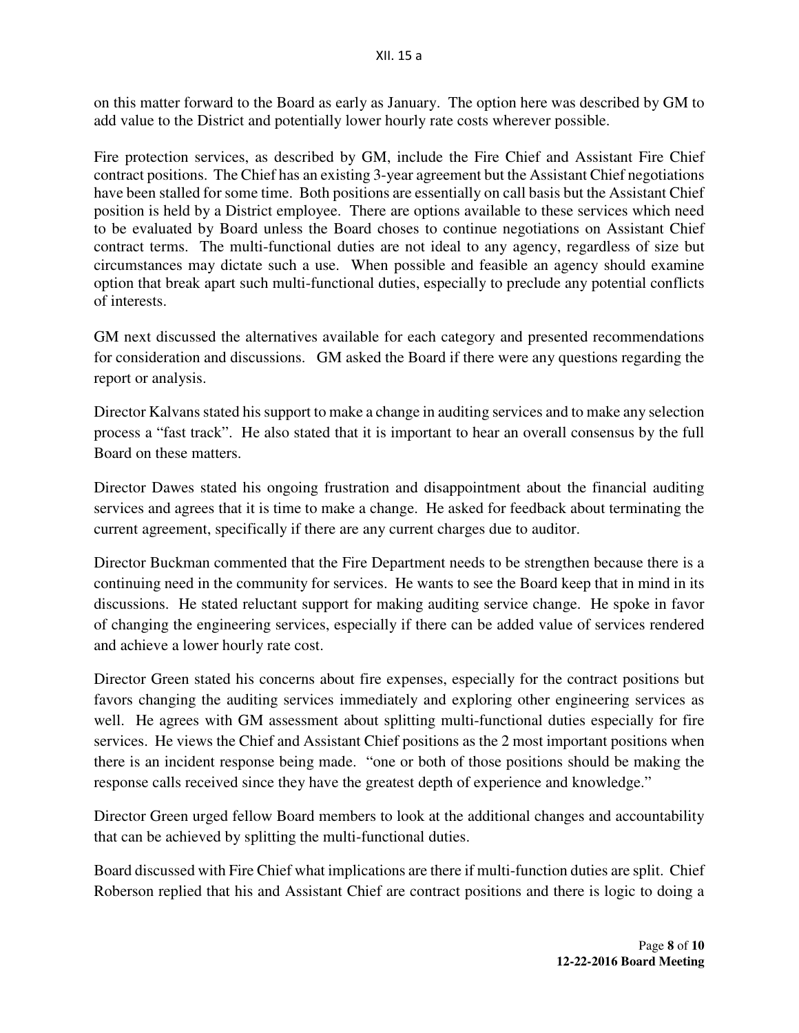on this matter forward to the Board as early as January. The option here was described by GM to add value to the District and potentially lower hourly rate costs wherever possible.

Fire protection services, as described by GM, include the Fire Chief and Assistant Fire Chief contract positions. The Chief has an existing 3-year agreement but the Assistant Chief negotiations have been stalled for some time. Both positions are essentially on call basis but the Assistant Chief position is held by a District employee. There are options available to these services which need to be evaluated by Board unless the Board choses to continue negotiations on Assistant Chief contract terms. The multi-functional duties are not ideal to any agency, regardless of size but circumstances may dictate such a use. When possible and feasible an agency should examine option that break apart such multi-functional duties, especially to preclude any potential conflicts of interests.

GM next discussed the alternatives available for each category and presented recommendations for consideration and discussions. GM asked the Board if there were any questions regarding the report or analysis.

Director Kalvans stated his support to make a change in auditing services and to make any selection process a "fast track". He also stated that it is important to hear an overall consensus by the full Board on these matters.

Director Dawes stated his ongoing frustration and disappointment about the financial auditing services and agrees that it is time to make a change. He asked for feedback about terminating the current agreement, specifically if there are any current charges due to auditor.

Director Buckman commented that the Fire Department needs to be strengthen because there is a continuing need in the community for services. He wants to see the Board keep that in mind in its discussions. He stated reluctant support for making auditing service change. He spoke in favor of changing the engineering services, especially if there can be added value of services rendered and achieve a lower hourly rate cost.

Director Green stated his concerns about fire expenses, especially for the contract positions but favors changing the auditing services immediately and exploring other engineering services as well. He agrees with GM assessment about splitting multi-functional duties especially for fire services. He views the Chief and Assistant Chief positions as the 2 most important positions when there is an incident response being made. "one or both of those positions should be making the response calls received since they have the greatest depth of experience and knowledge."

Director Green urged fellow Board members to look at the additional changes and accountability that can be achieved by splitting the multi-functional duties.

Board discussed with Fire Chief what implications are there if multi-function duties are split. Chief Roberson replied that his and Assistant Chief are contract positions and there is logic to doing a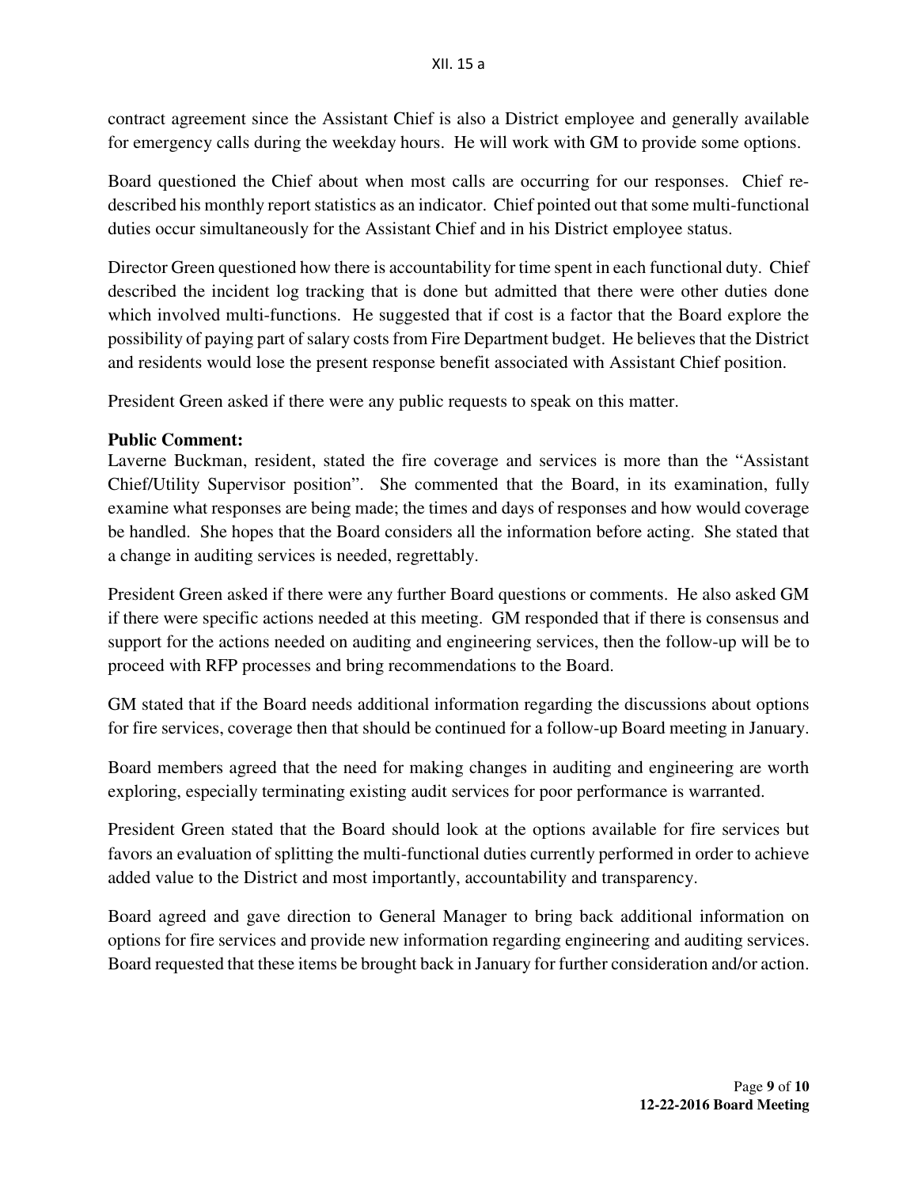contract agreement since the Assistant Chief is also a District employee and generally available for emergency calls during the weekday hours. He will work with GM to provide some options.

Board questioned the Chief about when most calls are occurring for our responses. Chief re-described his monthly report statistics as an indicator. Chief pointed out that some multi-functional duties occur simultaneously for the Assistant Chief and in his District employee status.

Director Green questioned how there is accountability for time spent in each functional duty. Chief described the incident log tracking that is done but admitted that there were other duties done which involved multi-functions. He suggested that if cost is a factor that the Board explore the possibility of paying part of salary costs from Fire Department budget. He believes that the District and residents would lose the present response benefit associated with Assistant Chief position.

President Green asked if there were any public requests to speak on this matter.

**Public Comment:**
Laverne Buckman, resident, stated the fire coverage and services is more than the "Assistant Chief/Utility Supervisor position". She commented that the Board, in its examination, fully examine what responses are being made; the times and days of responses and how would coverage be handled. She hopes that the Board considers all the information before acting. She stated that a change in auditing services is needed, regrettably.

President Green asked if there were any further Board questions or comments. He also asked GM if there were specific actions needed at this meeting. GM responded that if there is consensus and support for the actions needed on auditing and engineering services, then the follow-up will be to proceed with RFP processes and bring recommendations to the Board.

GM stated that if the Board needs additional information regarding the discussions about options for fire services, coverage then that should be continued for a follow-up Board meeting in January.

Board members agreed that the need for making changes in auditing and engineering are worth exploring, especially terminating existing audit services for poor performance is warranted.

President Green stated that the Board should look at the options available for fire services but favors an evaluation of splitting the multi-functional duties currently performed in order to achieve added value to the District and most importantly, accountability and transparency.

Board agreed and gave direction to General Manager to bring back additional information on options for fire services and provide new information regarding engineering and auditing services. Board requested that these items be brought back in January for further consideration and/or action.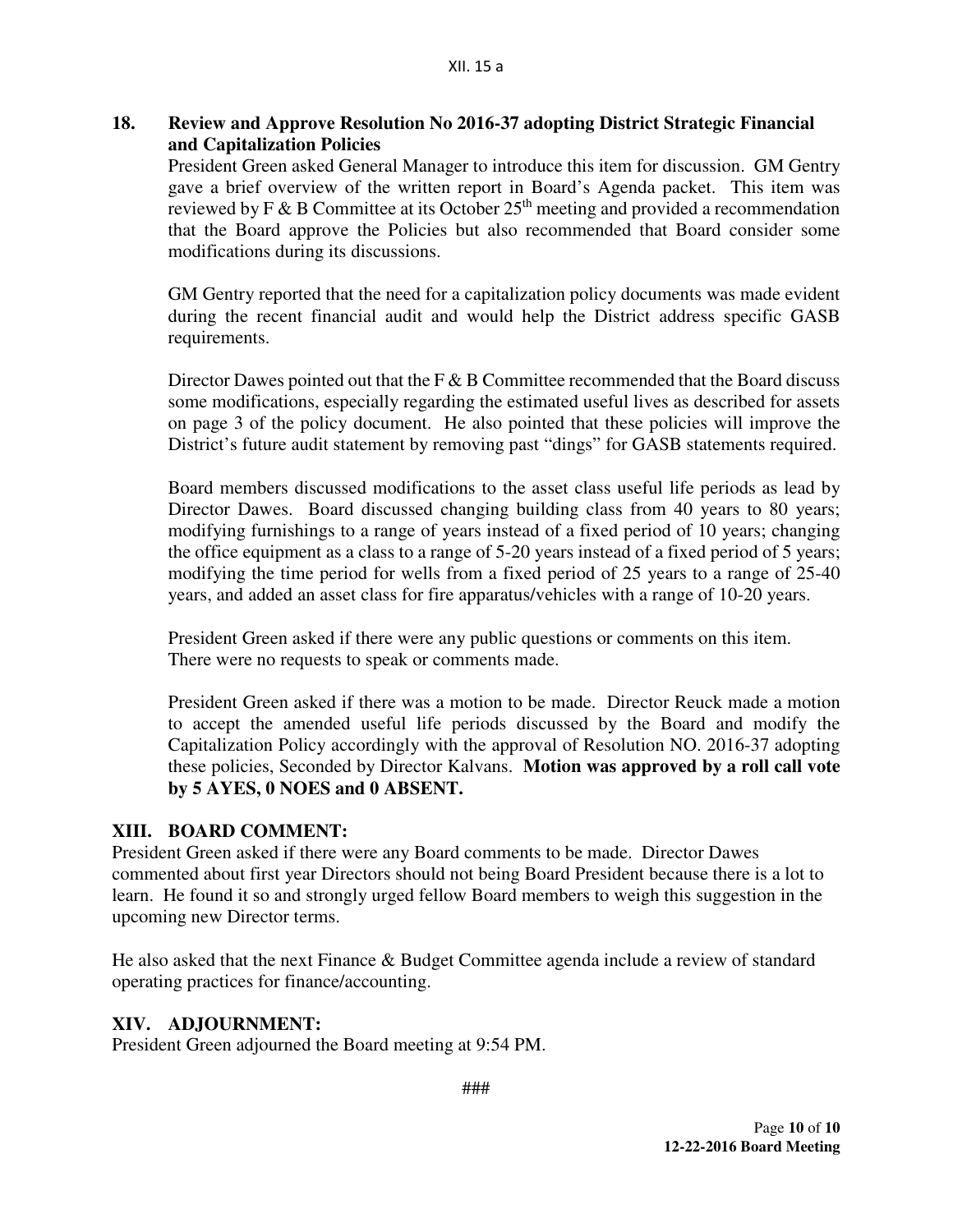## 18. Review and Approve Resolution No 2016-37 adopting District Strategic Financial and Capitalization Policies

President Green asked General Manager to introduce this item for discussion. GM Gentry gave a brief overview of the written report in Board's Agenda packet. This item was reviewed by F & B Committee at its October 25th meeting and provided a recommendation that the Board approve the Policies but also recommended that Board consider some modifications during its discussions.

GM Gentry reported that the need for a capitalization policy documents was made evident during the recent financial audit and would help the District address specific GASB requirements.

Director Dawes pointed out that the F & B Committee recommended that the Board discuss some modifications, especially regarding the estimated useful lives as described for assets on page 3 of the policy document. He also pointed that these policies will improve the District's future audit statement by removing past "dings" for GASB statements required.

Board members discussed modifications to the asset class useful life periods as lead by Director Dawes. Board discussed changing building class from 40 years to 80 years; modifying furnishings to a range of years instead of a fixed period of 10 years; changing the office equipment as a class to a range of 5-20 years instead of a fixed period of 5 years; modifying the time period for wells from a fixed period of 25 years to a range of 25-40 years, and added an asset class for fire apparatus/vehicles with a range of 10-20 years.

President Green asked if there were any public questions or comments on this item. There were no requests to speak or comments made.

President Green asked if there was a motion to be made. Director Reuck made a motion to accept the amended useful life periods discussed by the Board and modify the Capitalization Policy accordingly with the approval of Resolution NO. 2016-37 adopting these policies, Seconded by Director Kalvans. **Motion was approved by a roll call vote by 5 AYES, 0 NOES and 0 ABSENT.**

## XIII. BOARD COMMENT:

President Green asked if there were any Board comments to be made. Director Dawes commented about first year Directors should not being Board President because there is a lot to learn. He found it so and strongly urged fellow Board members to weigh this suggestion in the upcoming new Director terms.

He also asked that the next Finance & Budget Committee agenda include a review of standard operating practices for finance/accounting.

## XIV. ADJOURNMENT:

President Green adjourned the Board meeting at 9:54 PM.

###